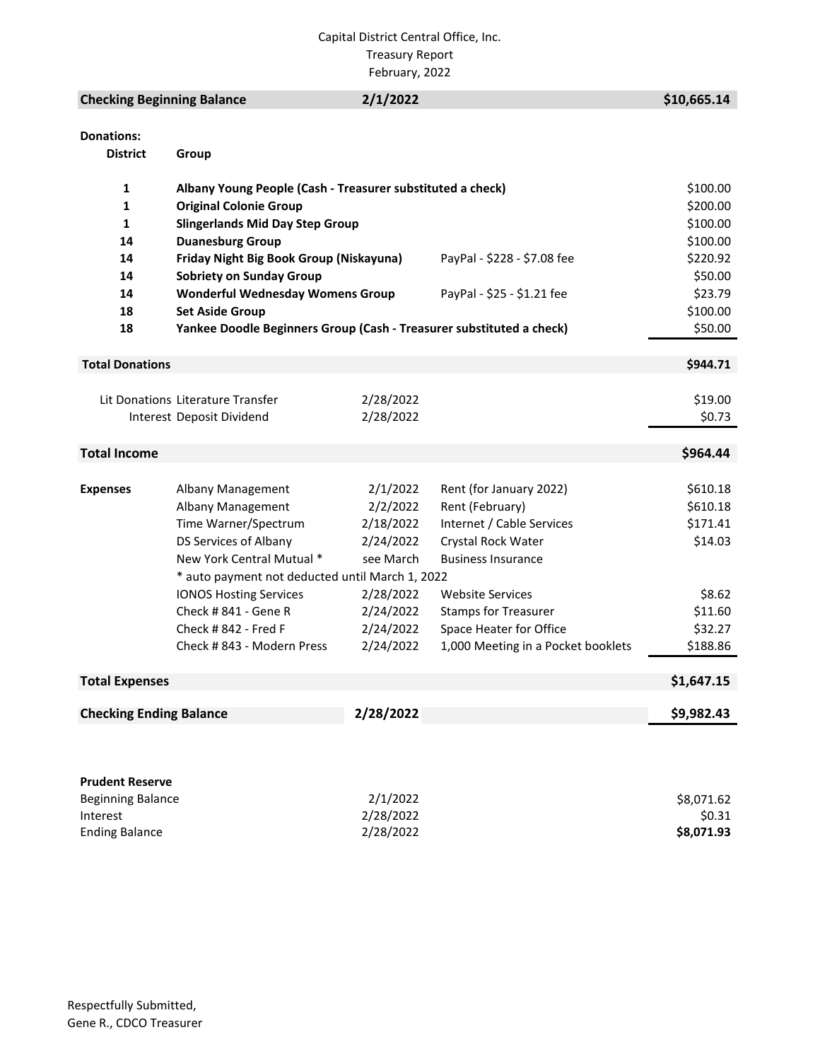Capital District Central Office, Inc.
Treasury Report
February, 2022

| **Checking Beginning Balance** | | **2/1/2022** | | **$10,665.14** |
|---|---|---|---|---|

**Donations:**

| District | Group | | | |
|---|---|---|---|---|
| 1 | **Albany Young People (Cash - Treasurer substituted a check)** | | | $100.00 |
| 1 | **Original Colonie Group** | | | $200.00 |
| 1 | **Slingerlands Mid Day Step Group** | | | $100.00 |
| 14 | **Duanesburg Group** | | | $100.00 |
| 14 | **Friday Night Big Book Group (Niskayuna)** | | PayPal - $228 - $7.08 fee | $220.92 |
| 14 | **Sobriety on Sunday Group** | | | $50.00 |
| 14 | **Wonderful Wednesday Womens Group** | | PayPal - $25 - $1.21 fee | $23.79 |
| 18 | **Set Aside Group** | | | $100.00 |
| 18 | **Yankee Doodle Beginners Group (Cash - Treasurer substituted a check)** | | | $50.00 |
| **Total Donations** | | | | **$944.71** |
| Lit Donations | Literature Transfer | 2/28/2022 | | $19.00 |
| Interest | Deposit Dividend | 2/28/2022 | | $0.73 |
| **Total Income** | | | | **$964.44** |

| **Expenses** | | | | |
|---|---|---|---|---|
| | Albany Management | 2/1/2022 | Rent (for January 2022) | $610.18 |
| | Albany Management | 2/2/2022 | Rent (February) | $610.18 |
| | Time Warner/Spectrum | 2/18/2022 | Internet / Cable Services | $171.41 |
| | DS Services of Albany | 2/24/2022 | Crystal Rock Water | $14.03 |
| | New York Central Mutual * | see March | Business Insurance | |
| | * auto payment not deducted until March 1, 2022 | | | |
| | IONOS Hosting Services | 2/28/2022 | Website Services | $8.62 |
| | Check # 841 - Gene R | 2/24/2022 | Stamps for Treasurer | $11.60 |
| | Check # 842 - Fred F | 2/24/2022 | Space Heater for Office | $32.27 |
| | Check # 843 - Modern Press | 2/24/2022 | 1,000 Meeting in a Pocket booklets | $188.86 |
| **Total Expenses** | | | | **$1,647.15** |
| **Checking Ending Balance** | | **2/28/2022** | | **$9,982.43** |

**Prudent Reserve**

| | | |
|---|---|---|
| Beginning Balance | 2/1/2022 | $8,071.62 |
| Interest | 2/28/2022 | $0.31 |
| Ending Balance | 2/28/2022 | **$8,071.93** |

Respectfully Submitted,
Gene R., CDCO Treasurer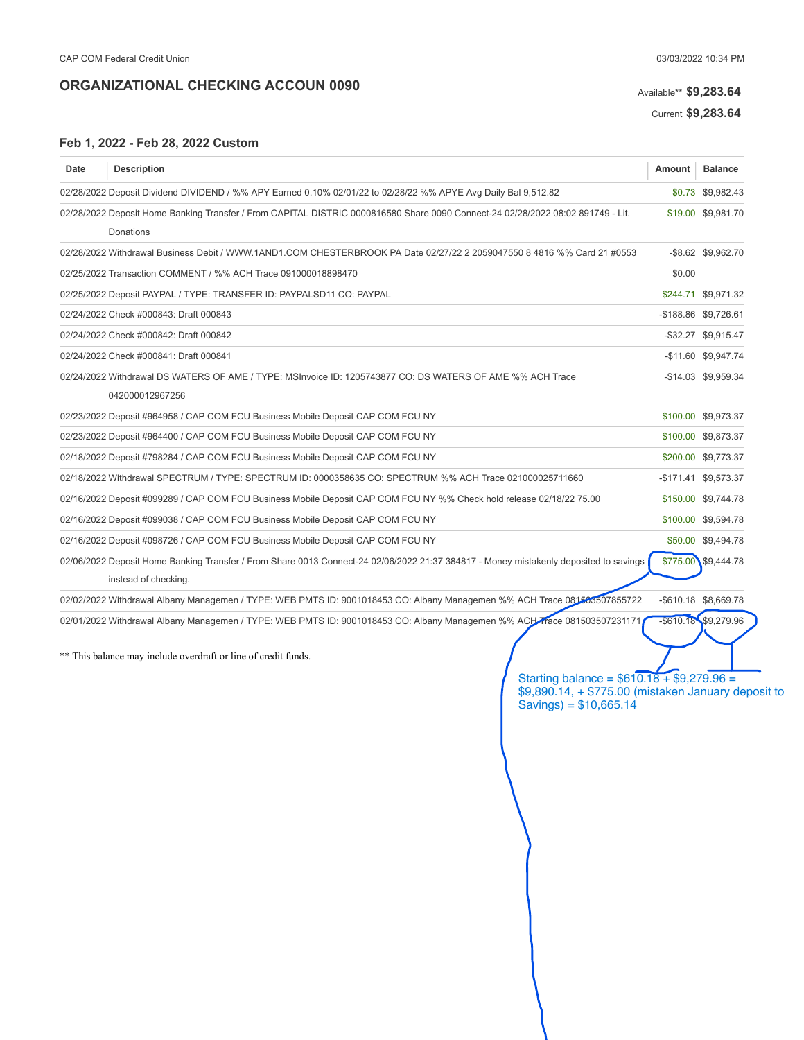CAP COM Federal Credit Union

03/03/2022 10:34 PM

## ORGANIZATIONAL CHECKING ACCOUN 0090

Available** **$9,283.64**

Current **$9,283.64**

### Feb 1, 2022 - Feb 28, 2022 Custom

| Date | Description | Amount | Balance |
|---|---|---|---|
| 02/28/2022 | Deposit Dividend DIVIDEND / %% APY Earned 0.10% 02/01/22 to 02/28/22 %% APYE Avg Daily Bal 9,512.82 | $0.73 | $9,982.43 |
| 02/28/2022 | Deposit Home Banking Transfer / From CAPITAL DISTRIC 0000816580 Share 0090 Connect-24 02/28/2022 08:02 891749 - Lit. Donations | $19.00 | $9,981.70 |
| 02/28/2022 | Withdrawal Business Debit / WWW.1AND1.COM CHESTERBROOK PA Date 02/27/22 2 2059047550 8 4816 %% Card 21 #0553 | -$8.62 | $9,962.70 |
| 02/25/2022 | Transaction COMMENT / %% ACH Trace 091000018898470 | $0.00 | |
| 02/25/2022 | Deposit PAYPAL / TYPE: TRANSFER ID: PAYPALSD11 CO: PAYPAL | $244.71 | $9,971.32 |
| 02/24/2022 | Check #000843: Draft 000843 | -$188.86 | $9,726.61 |
| 02/24/2022 | Check #000842: Draft 000842 | -$32.27 | $9,915.47 |
| 02/24/2022 | Check #000841: Draft 000841 | -$11.60 | $9,947.74 |
| 02/24/2022 | Withdrawal DS WATERS OF AME / TYPE: MSInvoice ID: 1205743877 CO: DS WATERS OF AME %% ACH Trace 042000012967256 | -$14.03 | $9,959.34 |
| 02/23/2022 | Deposit #964958 / CAP COM FCU Business Mobile Deposit CAP COM FCU NY | $100.00 | $9,973.37 |
| 02/23/2022 | Deposit #964400 / CAP COM FCU Business Mobile Deposit CAP COM FCU NY | $100.00 | $9,873.37 |
| 02/18/2022 | Deposit #798284 / CAP COM FCU Business Mobile Deposit CAP COM FCU NY | $200.00 | $9,773.37 |
| 02/18/2022 | Withdrawal SPECTRUM / TYPE: SPECTRUM ID: 0000358635 CO: SPECTRUM %% ACH Trace 021000025711660 | -$171.41 | $9,573.37 |
| 02/16/2022 | Deposit #099289 / CAP COM FCU Business Mobile Deposit CAP COM FCU NY %% Check hold release 02/18/22 75.00 | $150.00 | $9,744.78 |
| 02/16/2022 | Deposit #099038 / CAP COM FCU Business Mobile Deposit CAP COM FCU NY | $100.00 | $9,594.78 |
| 02/16/2022 | Deposit #098726 / CAP COM FCU Business Mobile Deposit CAP COM FCU NY | $50.00 | $9,494.78 |
| 02/06/2022 | Deposit Home Banking Transfer / From Share 0013 Connect-24 02/06/2022 21:37 384817 - Money mistakenly deposited to savings instead of checking. | $775.00 | $9,444.78 |
| 02/02/2022 | Withdrawal Albany Managemen / TYPE: WEB PMTS ID: 9001018453 CO: Albany Managemen %% ACH Trace 081503507855722 | -$610.18 | $8,669.78 |
| 02/01/2022 | Withdrawal Albany Managemen / TYPE: WEB PMTS ID: 9001018453 CO: Albany Managemen %% ACH Trace 081503507231171 | -$610.18 | $9,279.96 |

** This balance may include overdraft or line of credit funds.

Starting balance = $610.18 + $9,279.96 = $9,890.14, + $775.00 (mistaken January deposit to Savings) = $10,665.14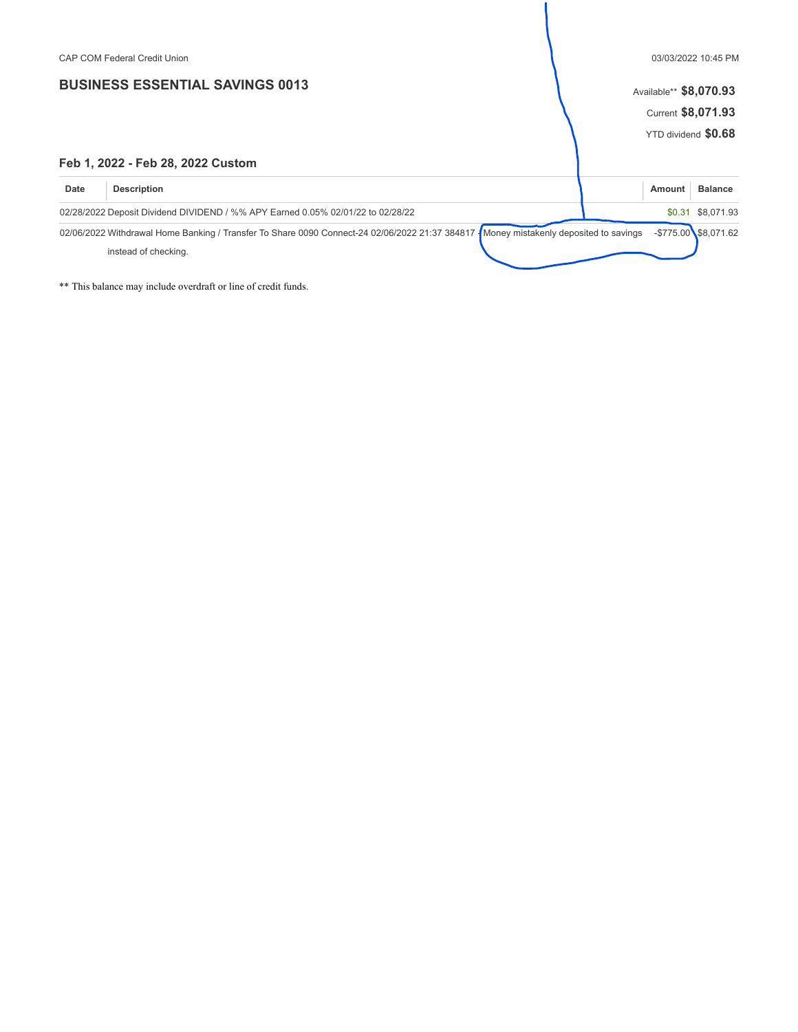CAP COM Federal Credit Union

03/03/2022 10:45 PM

## BUSINESS ESSENTIAL SAVINGS 0013

Available** **$8,070.93**

Current **$8,071.93**

YTD dividend **$0.68**

### Feb 1, 2022 - Feb 28, 2022 Custom

| Date | Description | Amount | Balance |
| --- | --- | --- | --- |
| 02/28/2022 | Deposit Dividend DIVIDEND / %% APY Earned 0.05% 02/01/22 to 02/28/22 | $0.31 | $8,071.93 |
| 02/06/2022 | Withdrawal Home Banking / Transfer To Share 0090 Connect-24 02/06/2022 21:37 384817 - Money mistakenly deposited to savings instead of checking. | -$775.00 | $8,071.62 |

** This balance may include overdraft or line of credit funds.